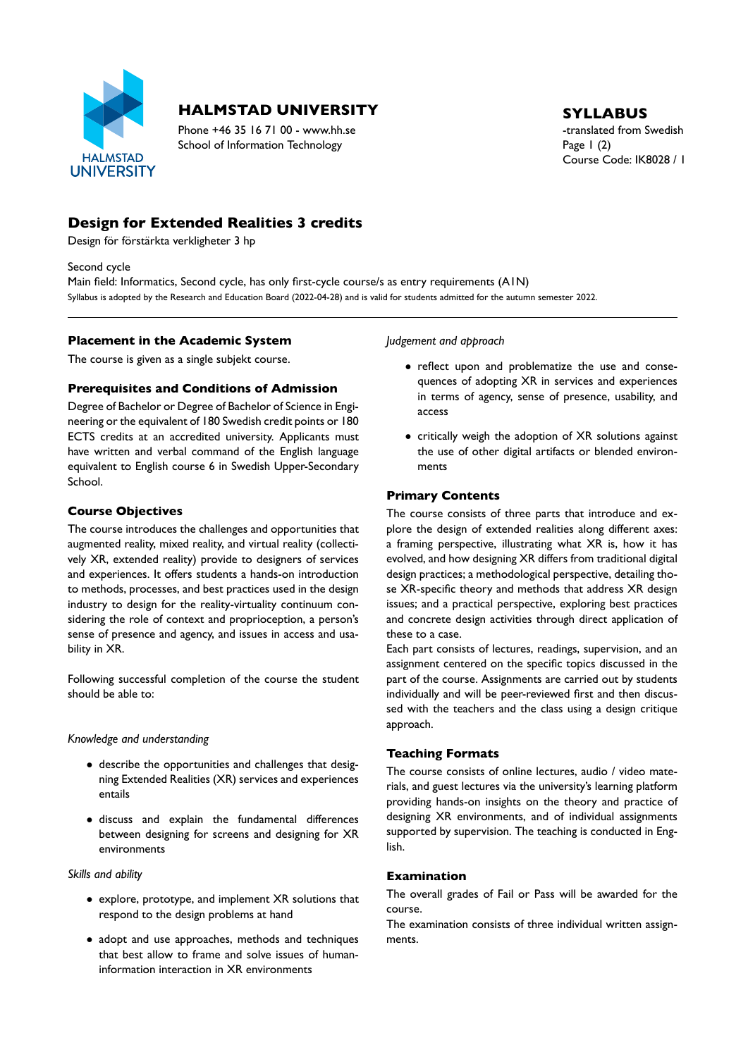# HALMSTAD UNIVERSITY

Phone +46 35 16 71 00 - www.hh.se
School of Information Technology

## SYLLABUS

-translated from Swedish
Course Code: IK8028 / 1

# Design for Extended Realities 3 credits

Design för förstärkta verkligheter 3 hp

Second cycle
Main field: Informatics, Second cycle, has only first-cycle course/s as entry requirements (A1N)
Syllabus is adopted by the Research and Education Board (2022-04-28) and is valid for students admitted for the autumn semester 2022.

## Placement in the Academic System

The course is given as a single subjekt course.

## Prerequisites and Conditions of Admission

Degree of Bachelor or Degree of Bachelor of Science in Engineering or the equivalent of 180 Swedish credit points or 180 ECTS credits at an accredited university. Applicants must have written and verbal command of the English language equivalent to English course 6 in Swedish Upper-Secondary School.

## Course Objectives

The course introduces the challenges and opportunities that augmented reality, mixed reality, and virtual reality (collectively XR, extended reality) provide to designers of services and experiences. It offers students a hands-on introduction to methods, processes, and best practices used in the design industry to design for the reality-virtuality continuum considering the role of context and proprioception, a person's sense of presence and agency, and issues in access and usability in XR.

Following successful completion of the course the student should be able to:

*Knowledge and understanding*

- describe the opportunities and challenges that designing Extended Realities (XR) services and experiences entails
- discuss and explain the fundamental differences between designing for screens and designing for XR environments

*Skills and ability*

- explore, prototype, and implement XR solutions that respond to the design problems at hand
- adopt and use approaches, methods and techniques that best allow to frame and solve issues of human-information interaction in XR environments

*Judgement and approach*

- reflect upon and problematize the use and consequences of adopting XR in services and experiences in terms of agency, sense of presence, usability, and access
- critically weigh the adoption of XR solutions against the use of other digital artifacts or blended environments

## Primary Contents

The course consists of three parts that introduce and explore the design of extended realities along different axes: a framing perspective, illustrating what XR is, how it has evolved, and how designing XR differs from traditional digital design practices; a methodological perspective, detailing those XR-specific theory and methods that address XR design issues; and a practical perspective, exploring best practices and concrete design activities through direct application of these to a case.
Each part consists of lectures, readings, supervision, and an assignment centered on the specific topics discussed in the part of the course. Assignments are carried out by students individually and will be peer-reviewed first and then discussed with the teachers and the class using a design critique approach.

## Teaching Formats

The course consists of online lectures, audio / video materials, and guest lectures via the university's learning platform providing hands-on insights on the theory and practice of designing XR environments, and of individual assignments supported by supervision. The teaching is conducted in English.

## Examination

The overall grades of Fail or Pass will be awarded for the course.
The examination consists of three individual written assignments.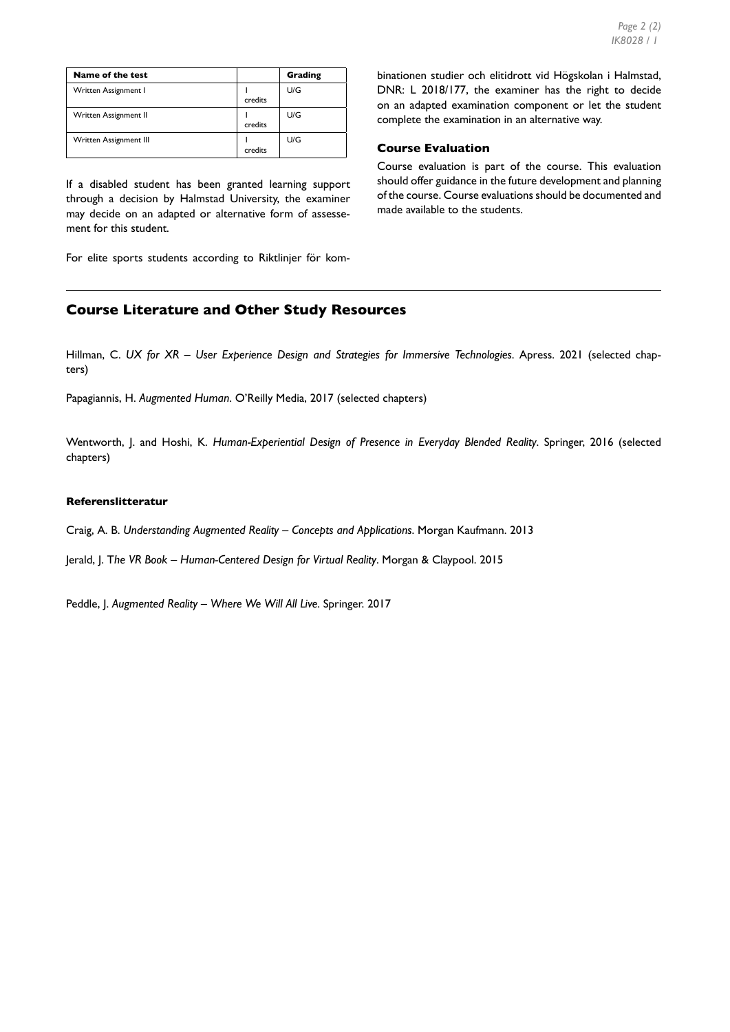| Name of the test | | Grading |
| --- | --- | --- |
| Written Assignment I | 1 credits | U/G |
| Written Assignment II | 1 credits | U/G |
| Written Assignment III | 1 credits | U/G |

If a disabled student has been granted learning support through a decision by Halmstad University, the examiner may decide on an adapted or alternative form of assessement for this student.

For elite sports students according to Riktlinjer för kombinationen studier och elitidrott vid Högskolan i Halmstad, DNR: L 2018/177, the examiner has the right to decide on an adapted examination component or let the student complete the examination in an alternative way.

### Course Evaluation

Course evaluation is part of the course. This evaluation should offer guidance in the future development and planning of the course. Course evaluations should be documented and made available to the students.

## Course Literature and Other Study Resources

Hillman, C. *UX for XR – User Experience Design and Strategies for Immersive Technologies*. Apress. 2021 (selected chapters)

Papagiannis, H. *Augmented Human*. O'Reilly Media, 2017 (selected chapters)

Wentworth, J. and Hoshi, K. *Human-Experiential Design of Presence in Everyday Blended Reality*. Springer, 2016 (selected chapters)

**Referenslitteratur**

Craig, A. B. *Understanding Augmented Reality – Concepts and Applications*. Morgan Kaufmann. 2013

Jerald, J. T*he VR Book – Human-Centered Design for Virtual Reality*. Morgan & Claypool. 2015

Peddle, J. *Augmented Reality – Where We Will All Live*. Springer. 2017